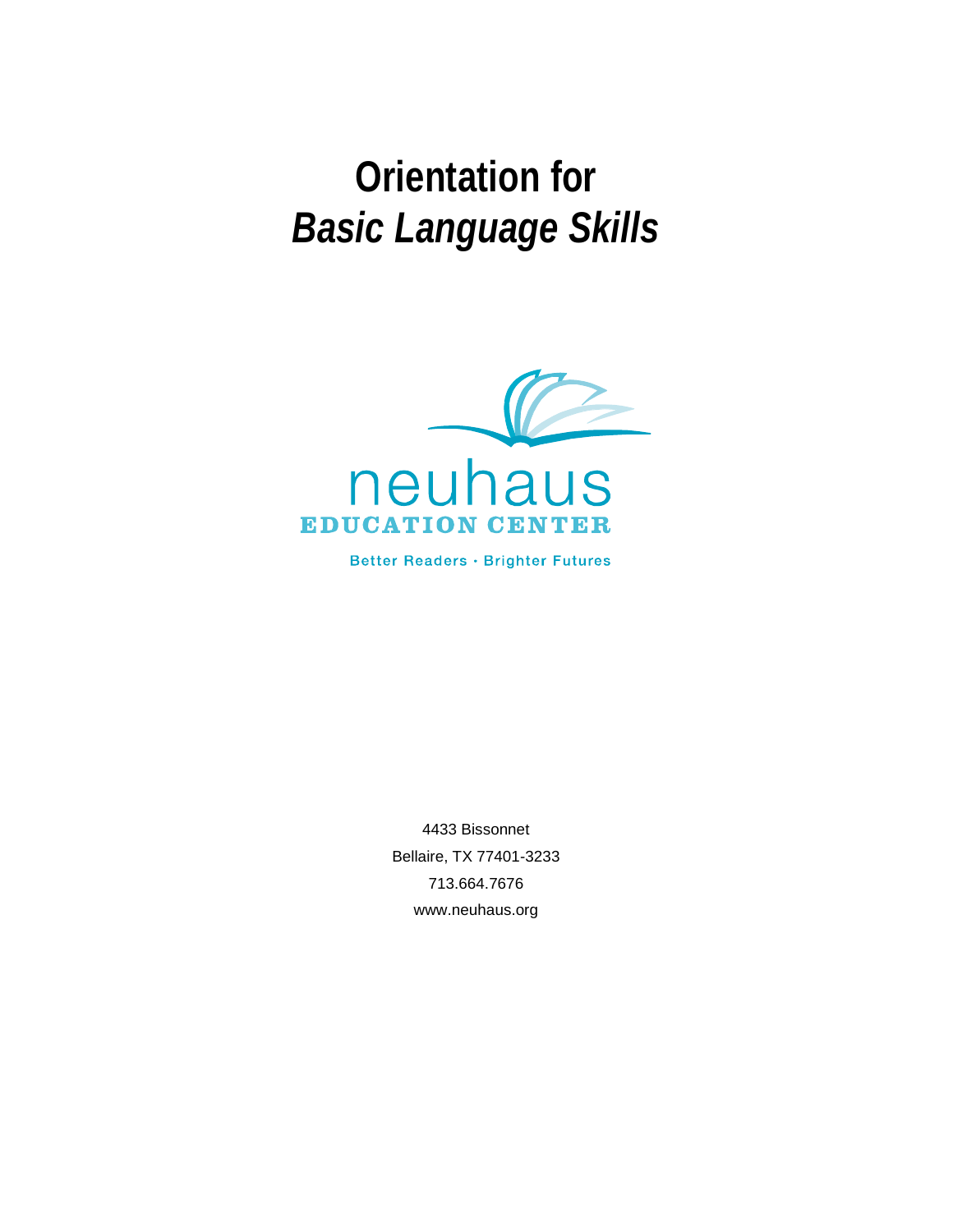# Orientation for *Basic Language Skills*

neuhaus
EDUCATION CENTER

Better Readers • Brighter Futures

4433 Bissonnet
Bellaire, TX 77401-3233
713.664.7676
www.neuhaus.org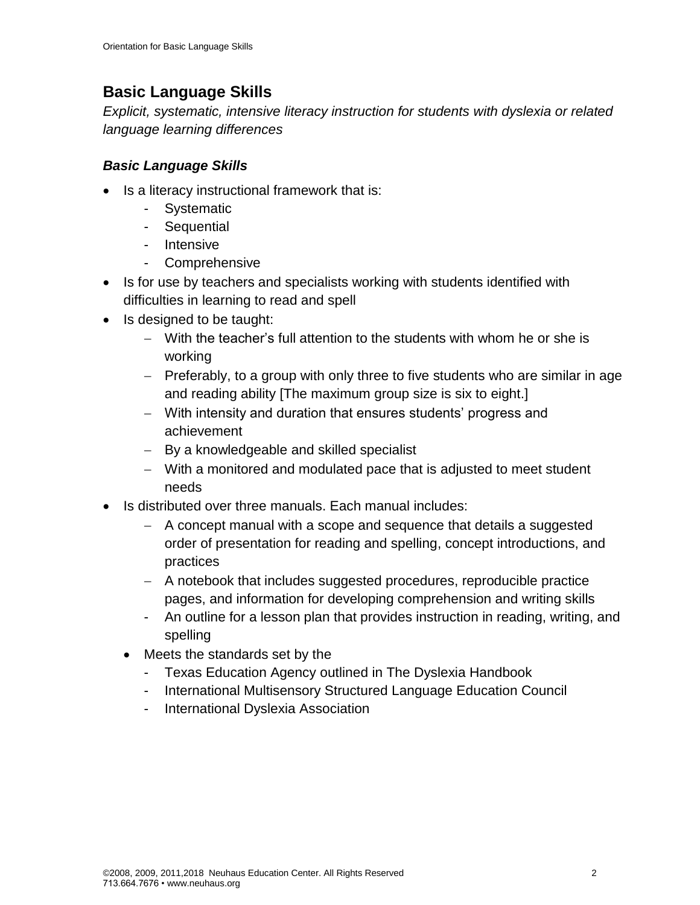## Basic Language Skills

*Explicit, systematic, intensive literacy instruction for students with dyslexia or related language learning differences*

### ***Basic Language Skills***

- Is a literacy instructional framework that is:
  - Systematic
  - Sequential
  - Intensive
  - Comprehensive
- Is for use by teachers and specialists working with students identified with difficulties in learning to read and spell
- Is designed to be taught:
  - With the teacher's full attention to the students with whom he or she is working
  - Preferably, to a group with only three to five students who are similar in age and reading ability [The maximum group size is six to eight.]
  - With intensity and duration that ensures students' progress and achievement
  - By a knowledgeable and skilled specialist
  - With a monitored and modulated pace that is adjusted to meet student needs
- Is distributed over three manuals. Each manual includes:
  - A concept manual with a scope and sequence that details a suggested order of presentation for reading and spelling, concept introductions, and practices
  - A notebook that includes suggested procedures, reproducible practice pages, and information for developing comprehension and writing skills
  - An outline for a lesson plan that provides instruction in reading, writing, and spelling
  - Meets the standards set by the
    - Texas Education Agency outlined in The Dyslexia Handbook
    - International Multisensory Structured Language Education Council
    - International Dyslexia Association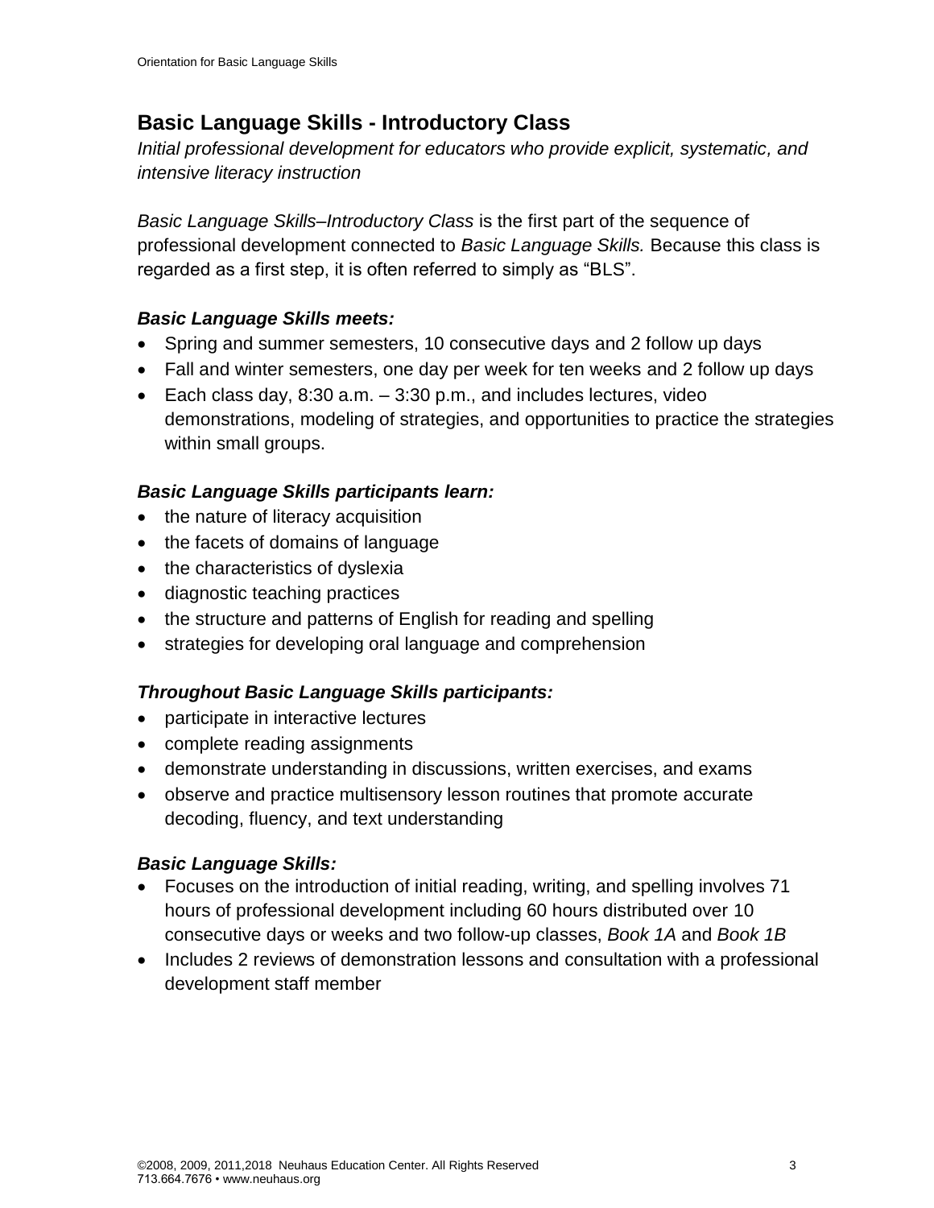## Basic Language Skills - Introductory Class

*Initial professional development for educators who provide explicit, systematic, and intensive literacy instruction*

*Basic Language Skills–Introductory Class* is the first part of the sequence of professional development connected to *Basic Language Skills.* Because this class is regarded as a first step, it is often referred to simply as "BLS".

### *Basic Language Skills meets:*

- Spring and summer semesters, 10 consecutive days and 2 follow up days
- Fall and winter semesters, one day per week for ten weeks and 2 follow up days
- Each class day, 8:30 a.m. – 3:30 p.m., and includes lectures, video demonstrations, modeling of strategies, and opportunities to practice the strategies within small groups.

### *Basic Language Skills participants learn:*

- the nature of literacy acquisition
- the facets of domains of language
- the characteristics of dyslexia
- diagnostic teaching practices
- the structure and patterns of English for reading and spelling
- strategies for developing oral language and comprehension

### *Throughout Basic Language Skills participants:*

- participate in interactive lectures
- complete reading assignments
- demonstrate understanding in discussions, written exercises, and exams
- observe and practice multisensory lesson routines that promote accurate decoding, fluency, and text understanding

### *Basic Language Skills:*

- Focuses on the introduction of initial reading, writing, and spelling involves 71 hours of professional development including 60 hours distributed over 10 consecutive days or weeks and two follow-up classes, *Book 1A* and *Book 1B*
- Includes 2 reviews of demonstration lessons and consultation with a professional development staff member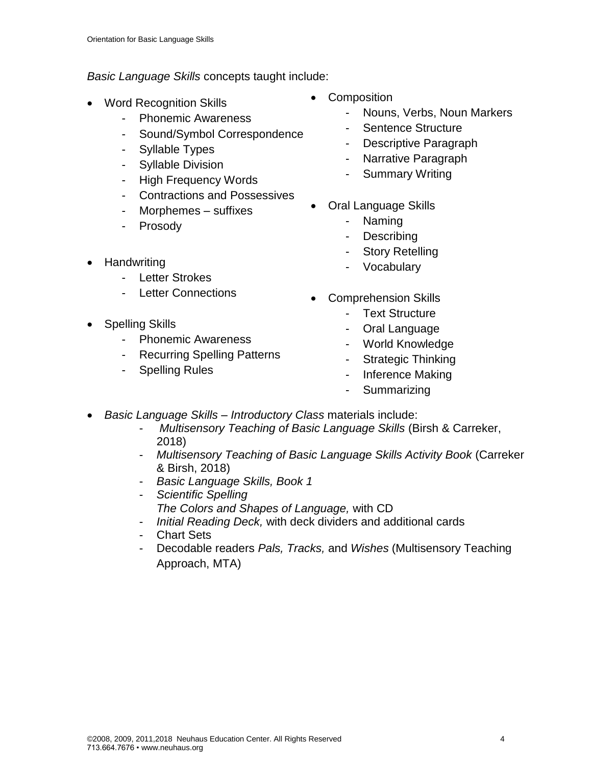*Basic Language Skills* concepts taught include:

- Word Recognition Skills
  - Phonemic Awareness
  - Sound/Symbol Correspondence
  - Syllable Types
  - Syllable Division
  - High Frequency Words
  - Contractions and Possessives
  - Morphemes – suffixes
  - Prosody
- Handwriting
  - Letter Strokes
  - Letter Connections
- Spelling Skills
  - Phonemic Awareness
  - Recurring Spelling Patterns
  - Spelling Rules
- Composition
  - Nouns, Verbs, Noun Markers
  - Sentence Structure
  - Descriptive Paragraph
  - Narrative Paragraph
  - Summary Writing
- Oral Language Skills
  - Naming
  - Describing
  - Story Retelling
  - Vocabulary
- Comprehension Skills
  - Text Structure
  - Oral Language
  - World Knowledge
  - Strategic Thinking
  - Inference Making
  - Summarizing

- *Basic Language Skills – Introductory Class* materials include:
  - *Multisensory Teaching of Basic Language Skills* (Birsh & Carreker, 2018)
  - *Multisensory Teaching of Basic Language Skills Activity Book* (Carreker & Birsh, 2018)
  - *Basic Language Skills, Book 1*
  - *Scientific Spelling*
    *The Colors and Shapes of Language,* with CD
  - *Initial Reading Deck,* with deck dividers and additional cards
  - Chart Sets
  - Decodable readers *Pals, Tracks,* and *Wishes* (Multisensory Teaching Approach, MTA)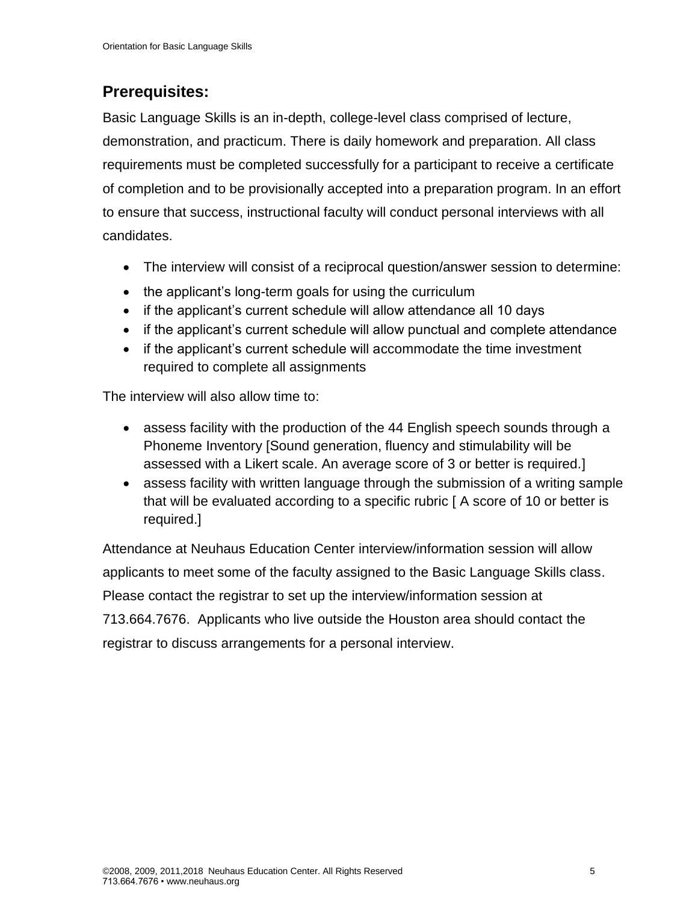## Prerequisites:

Basic Language Skills is an in-depth, college-level class comprised of lecture, demonstration, and practicum. There is daily homework and preparation. All class requirements must be completed successfully for a participant to receive a certificate of completion and to be provisionally accepted into a preparation program. In an effort to ensure that success, instructional faculty will conduct personal interviews with all candidates.

- The interview will consist of a reciprocal question/answer session to determine:
- the applicant's long-term goals for using the curriculum
- if the applicant's current schedule will allow attendance all 10 days
- if the applicant's current schedule will allow punctual and complete attendance
- if the applicant's current schedule will accommodate the time investment required to complete all assignments

The interview will also allow time to:

- assess facility with the production of the 44 English speech sounds through a Phoneme Inventory [Sound generation, fluency and stimulability will be assessed with a Likert scale. An average score of 3 or better is required.]
- assess facility with written language through the submission of a writing sample that will be evaluated according to a specific rubric [ A score of 10 or better is required.]

Attendance at Neuhaus Education Center interview/information session will allow applicants to meet some of the faculty assigned to the Basic Language Skills class. Please contact the registrar to set up the interview/information session at 713.664.7676. Applicants who live outside the Houston area should contact the registrar to discuss arrangements for a personal interview.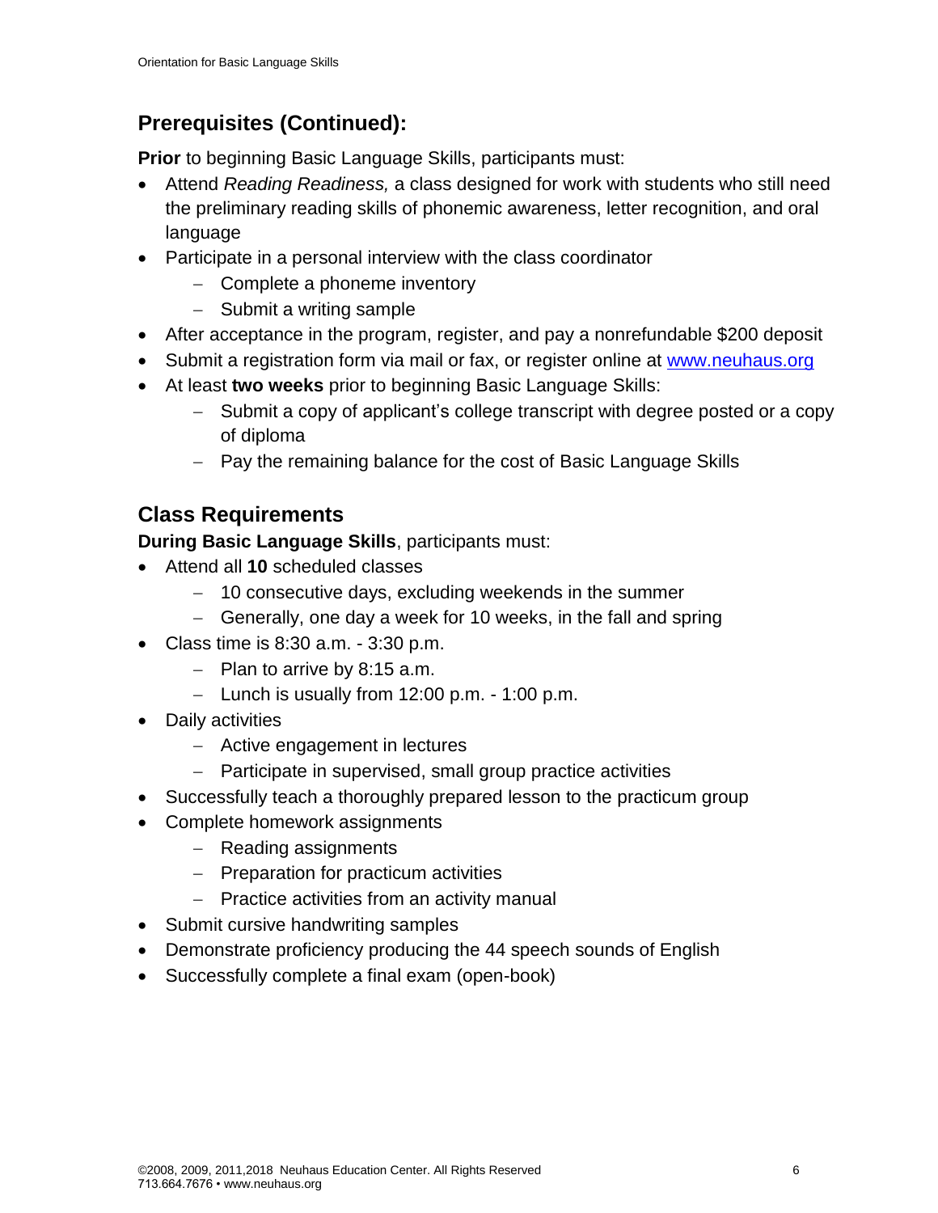## Prerequisites (Continued):

**Prior** to beginning Basic Language Skills, participants must:

- Attend *Reading Readiness,* a class designed for work with students who still need the preliminary reading skills of phonemic awareness, letter recognition, and oral language
- Participate in a personal interview with the class coordinator
  - Complete a phoneme inventory
  - Submit a writing sample
- After acceptance in the program, register, and pay a nonrefundable $200 deposit
- Submit a registration form via mail or fax, or register online at [www.neuhaus.org](http://www.neuhaus.org)
- At least **two weeks** prior to beginning Basic Language Skills:
  - Submit a copy of applicant's college transcript with degree posted or a copy of diploma
  - Pay the remaining balance for the cost of Basic Language Skills

## Class Requirements

**During Basic Language Skills**, participants must:

- Attend all **10** scheduled classes
  - 10 consecutive days, excluding weekends in the summer
  - Generally, one day a week for 10 weeks, in the fall and spring
- Class time is 8:30 a.m. - 3:30 p.m.
  - Plan to arrive by 8:15 a.m.
  - Lunch is usually from 12:00 p.m. - 1:00 p.m.
- Daily activities
  - Active engagement in lectures
  - Participate in supervised, small group practice activities
- Successfully teach a thoroughly prepared lesson to the practicum group
- Complete homework assignments
  - Reading assignments
  - Preparation for practicum activities
  - Practice activities from an activity manual
- Submit cursive handwriting samples
- Demonstrate proficiency producing the 44 speech sounds of English
- Successfully complete a final exam (open-book)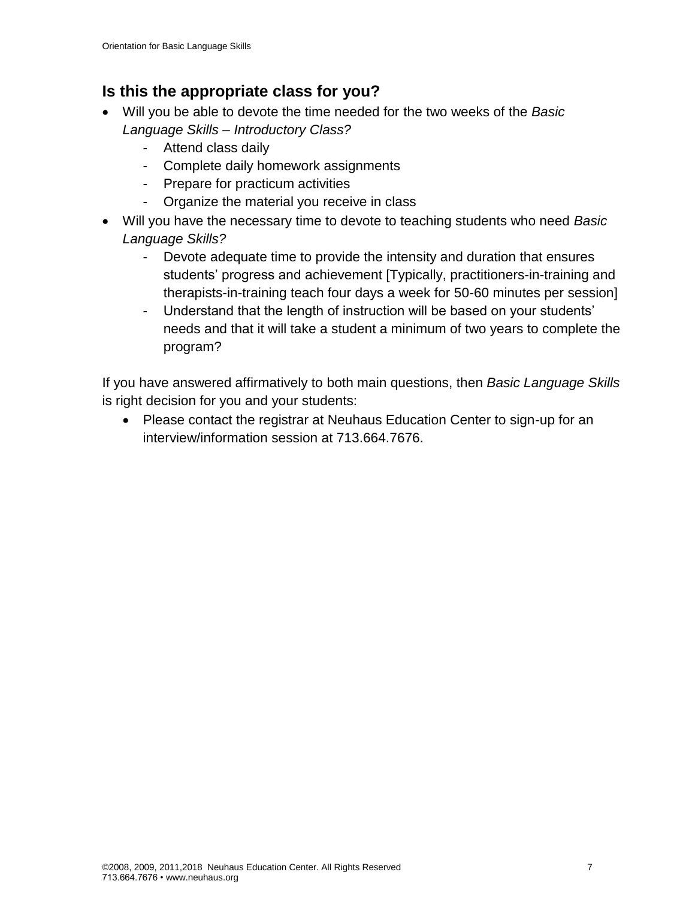## Is this the appropriate class for you?

- Will you be able to devote the time needed for the two weeks of the *Basic Language Skills – Introductory Class?*
  - Attend class daily
  - Complete daily homework assignments
  - Prepare for practicum activities
  - Organize the material you receive in class
- Will you have the necessary time to devote to teaching students who need *Basic Language Skills?*
  - Devote adequate time to provide the intensity and duration that ensures students' progress and achievement [Typically, practitioners-in-training and therapists-in-training teach four days a week for 50-60 minutes per session]
  - Understand that the length of instruction will be based on your students' needs and that it will take a student a minimum of two years to complete the program?

If you have answered affirmatively to both main questions, then *Basic Language Skills* is right decision for you and your students:

- Please contact the registrar at Neuhaus Education Center to sign-up for an interview/information session at 713.664.7676.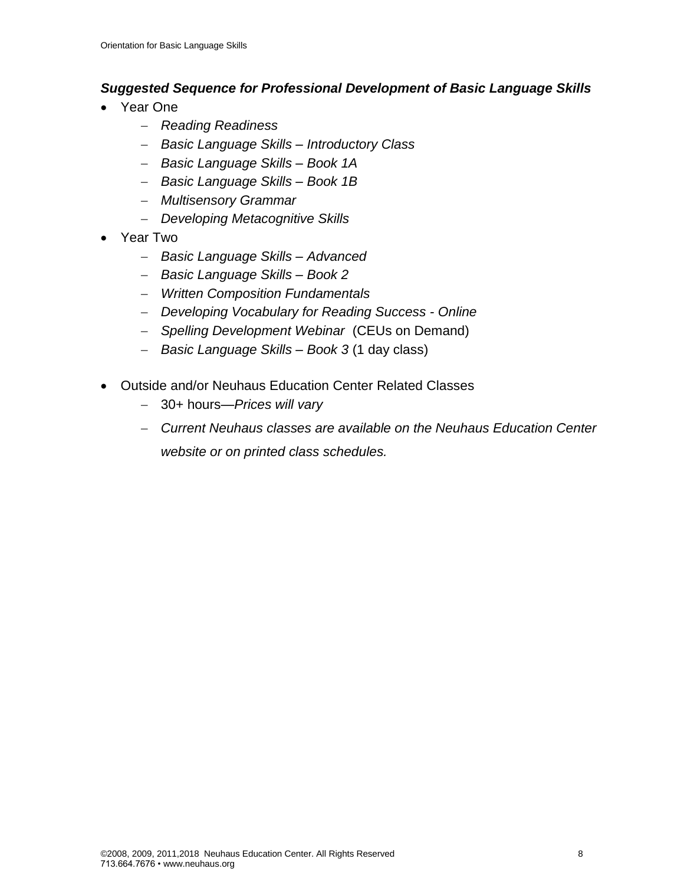***Suggested Sequence for Professional Development of Basic Language Skills***

- Year One
  - *Reading Readiness*
  - *Basic Language Skills – Introductory Class*
  - *Basic Language Skills – Book 1A*
  - *Basic Language Skills – Book 1B*
  - *Multisensory Grammar*
  - *Developing Metacognitive Skills*
- Year Two
  - *Basic Language Skills – Advanced*
  - *Basic Language Skills – Book 2*
  - *Written Composition Fundamentals*
  - *Developing Vocabulary for Reading Success - Online*
  - *Spelling Development Webinar* (CEUs on Demand)
  - *Basic Language Skills – Book 3* (1 day class)
- Outside and/or Neuhaus Education Center Related Classes
  - 30+ hours—*Prices will vary*
  - *Current Neuhaus classes are available on the Neuhaus Education Center website or on printed class schedules.*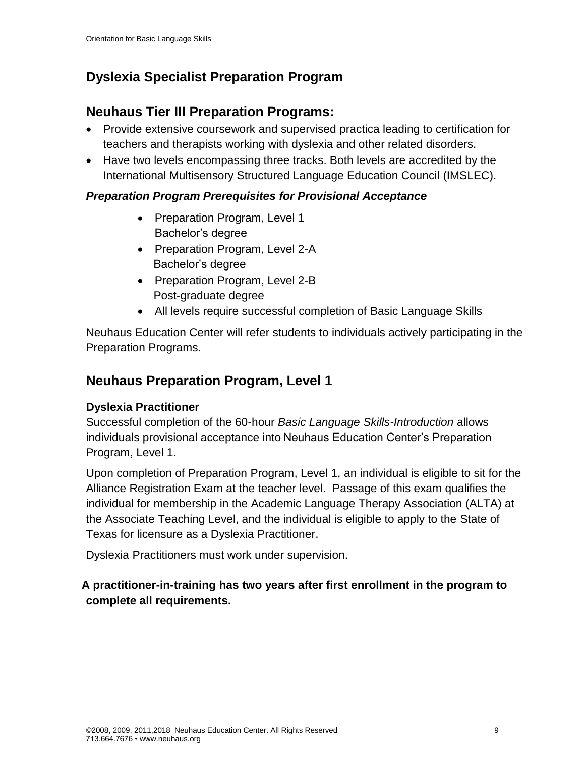## Dyslexia Specialist Preparation Program

## Neuhaus Tier III Preparation Programs:

- Provide extensive coursework and supervised practica leading to certification for teachers and therapists working with dyslexia and other related disorders.
- Have two levels encompassing three tracks. Both levels are accredited by the International Multisensory Structured Language Education Council (IMSLEC).

### *Preparation Program Prerequisites for Provisional Acceptance*

- Preparation Program, Level 1
  Bachelor's degree
- Preparation Program, Level 2-A
  Bachelor's degree
- Preparation Program, Level 2-B
  Post-graduate degree
- All levels require successful completion of Basic Language Skills

Neuhaus Education Center will refer students to individuals actively participating in the Preparation Programs.

## Neuhaus Preparation Program, Level 1

### Dyslexia Practitioner

Successful completion of the 60-hour *Basic Language Skills-Introduction* allows individuals provisional acceptance into Neuhaus Education Center's Preparation Program, Level 1.

Upon completion of Preparation Program, Level 1, an individual is eligible to sit for the Alliance Registration Exam at the teacher level. Passage of this exam qualifies the individual for membership in the Academic Language Therapy Association (ALTA) at the Associate Teaching Level, and the individual is eligible to apply to the State of Texas for licensure as a Dyslexia Practitioner.

Dyslexia Practitioners must work under supervision.

**A practitioner-in-training has two years after first enrollment in the program to complete all requirements.**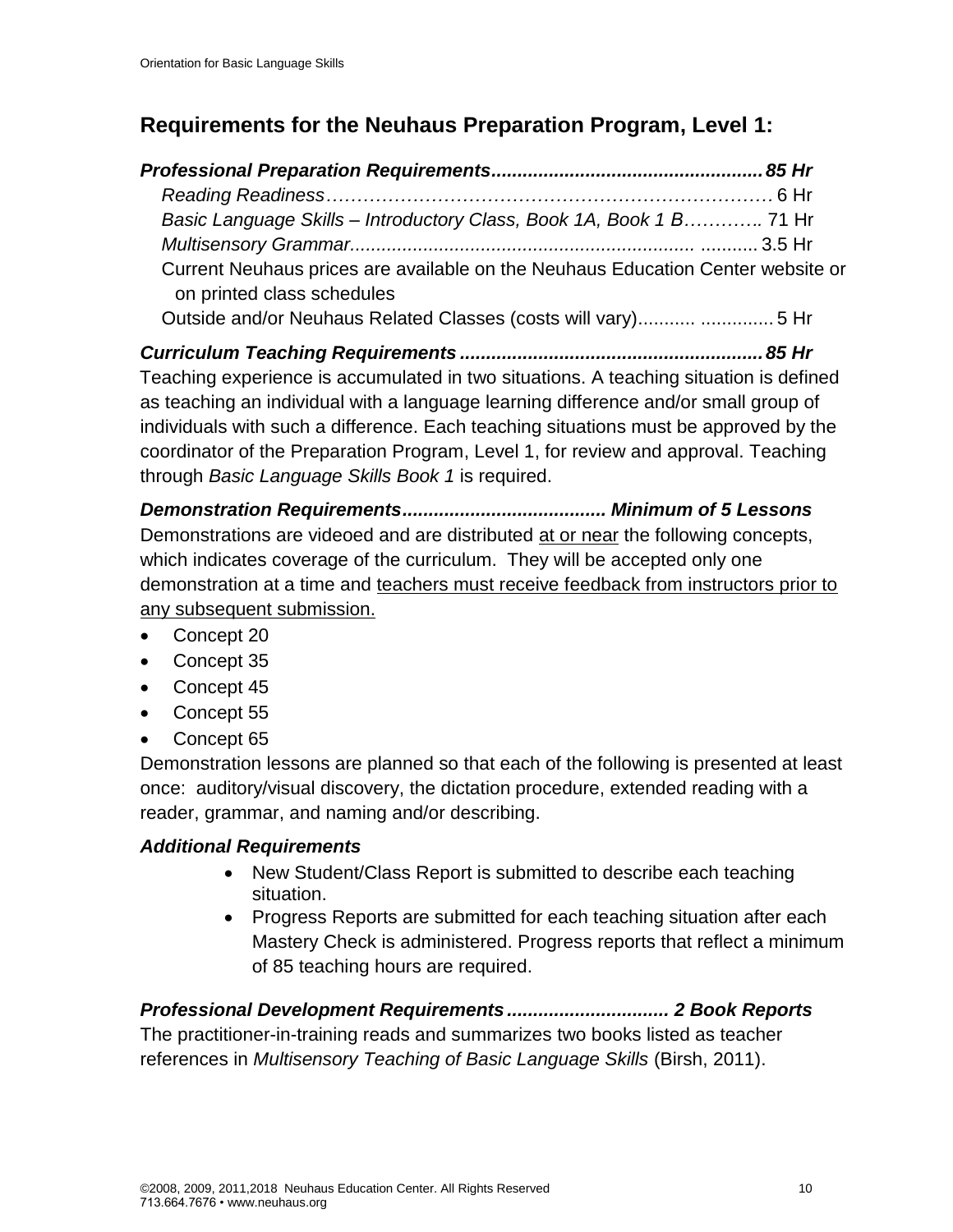## Requirements for the Neuhaus Preparation Program, Level 1:

***Professional Preparation Requirements....................................................85 Hr***

*Reading Readiness*……………………………………………………………… 6 Hr

*Basic Language Skills – Introductory Class, Book 1A, Book 1 B*………….. 71 Hr

*Multisensory Grammar*................................................................ ........... 3.5 Hr

Current Neuhaus prices are available on the Neuhaus Education Center website or on printed class schedules

Outside and/or Neuhaus Related Classes (costs will vary)........... .............. 5 Hr

***Curriculum Teaching Requirements ..........................................................85 Hr***

Teaching experience is accumulated in two situations. A teaching situation is defined as teaching an individual with a language learning difference and/or small group of individuals with such a difference. Each teaching situations must be approved by the coordinator of the Preparation Program, Level 1, for review and approval. Teaching through *Basic Language Skills Book 1* is required.

***Demonstration Requirements....................................... Minimum of 5 Lessons***

Demonstrations are videoed and are distributed <u>at or near</u> the following concepts, which indicates coverage of the curriculum. They will be accepted only one demonstration at a time and <u>teachers must receive feedback from instructors prior to any subsequent submission.</u>

- Concept 20
- Concept 35
- Concept 45
- Concept 55
- Concept 65

Demonstration lessons are planned so that each of the following is presented at least once: auditory/visual discovery, the dictation procedure, extended reading with a reader, grammar, and naming and/or describing.

***Additional Requirements***

- New Student/Class Report is submitted to describe each teaching situation.
- Progress Reports are submitted for each teaching situation after each Mastery Check is administered. Progress reports that reflect a minimum of 85 teaching hours are required.

***Professional Development Requirements............................... 2 Book Reports***

The practitioner-in-training reads and summarizes two books listed as teacher references in *Multisensory Teaching of Basic Language Skills* (Birsh, 2011).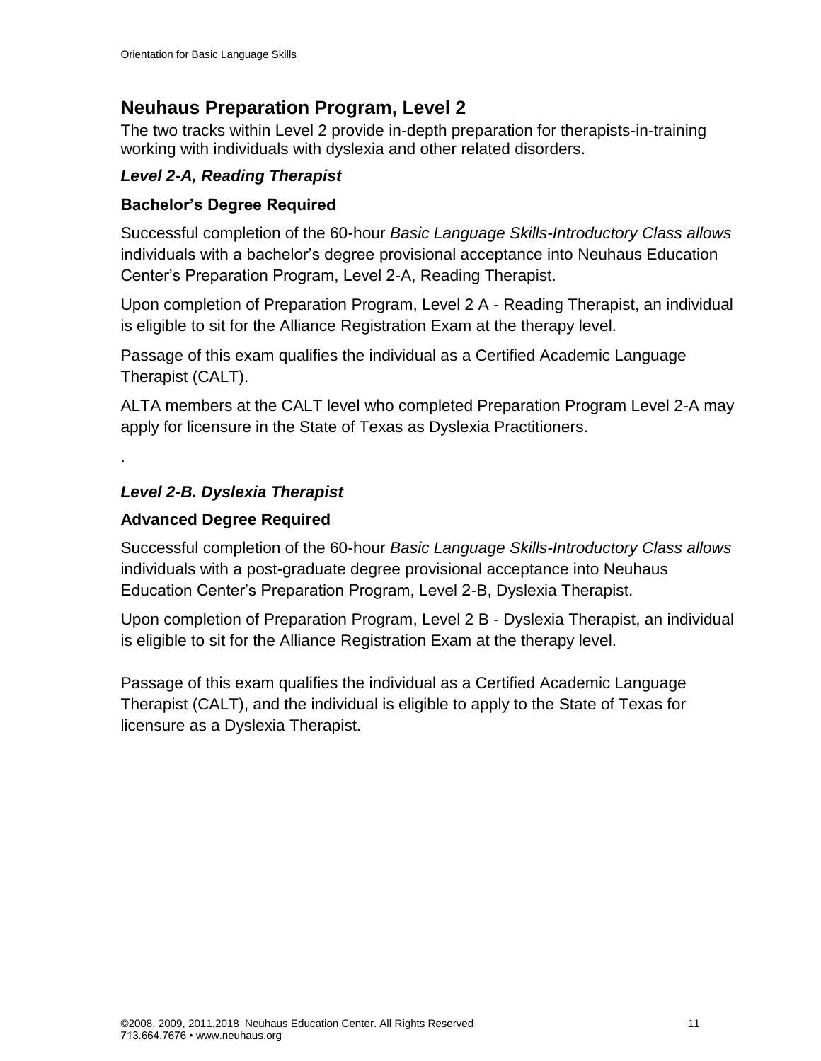## Neuhaus Preparation Program, Level 2

The two tracks within Level 2 provide in-depth preparation for therapists-in-training working with individuals with dyslexia and other related disorders.

### *Level 2-A, Reading Therapist*

**Bachelor's Degree Required**

Successful completion of the 60-hour *Basic Language Skills-Introductory Class allows* individuals with a bachelor's degree provisional acceptance into Neuhaus Education Center's Preparation Program, Level 2-A, Reading Therapist.

Upon completion of Preparation Program, Level 2 A - Reading Therapist, an individual is eligible to sit for the Alliance Registration Exam at the therapy level.

Passage of this exam qualifies the individual as a Certified Academic Language Therapist (CALT).

ALTA members at the CALT level who completed Preparation Program Level 2-A may apply for licensure in the State of Texas as Dyslexia Practitioners.

.

### *Level 2-B. Dyslexia Therapist*

**Advanced Degree Required**

Successful completion of the 60-hour *Basic Language Skills-Introductory Class allows* individuals with a post-graduate degree provisional acceptance into Neuhaus Education Center's Preparation Program, Level 2-B, Dyslexia Therapist.

Upon completion of Preparation Program, Level 2 B - Dyslexia Therapist, an individual is eligible to sit for the Alliance Registration Exam at the therapy level.

Passage of this exam qualifies the individual as a Certified Academic Language Therapist (CALT), and the individual is eligible to apply to the State of Texas for licensure as a Dyslexia Therapist.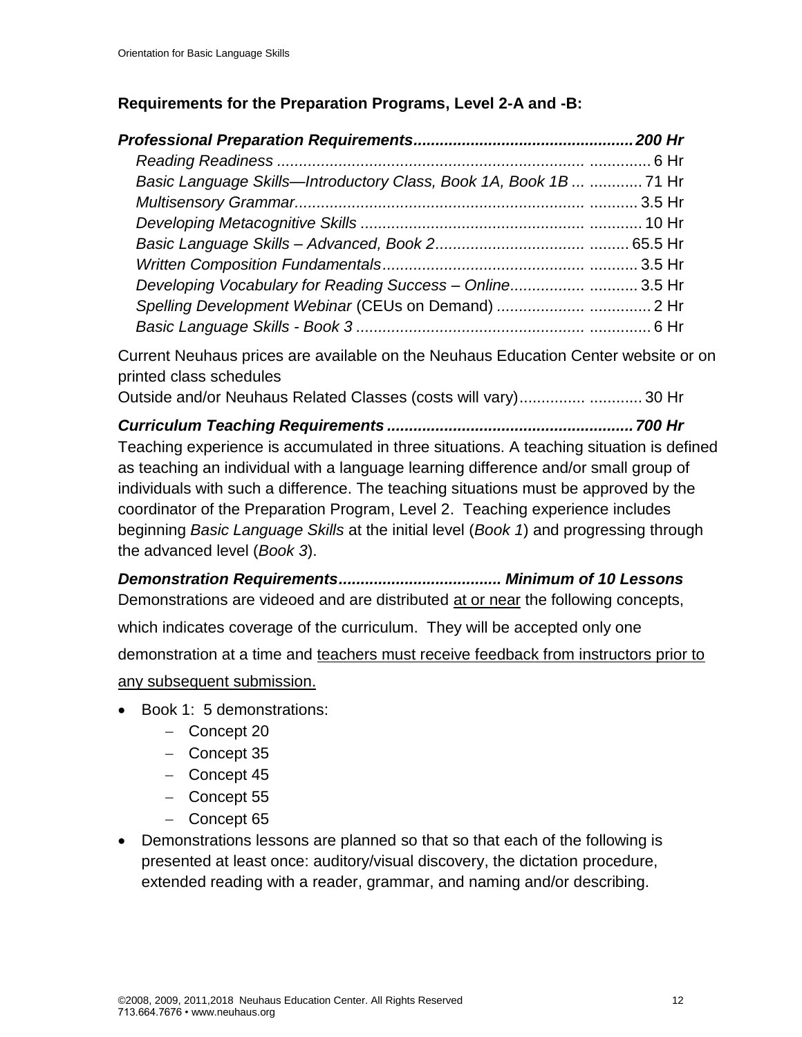## Requirements for the Preparation Programs, Level 2-A and -B:

***Professional Preparation Requirements*................................................ *200 Hr***

*Reading Readiness* ..................................................................... .............. 6 Hr
*Basic Language Skills—Introductory Class, Book 1A, Book 1B* ... ............ 71 Hr
*Multisensory Grammar*................................................................ ........... 3.5 Hr
*Developing Metacognitive Skills* ................................................. ............ 10 Hr
*Basic Language Skills – Advanced, Book 2*................................. ......... 65.5 Hr
*Written Composition Fundamentals*............................................ ........... 3.5 Hr
*Developing Vocabulary for Reading Success – Online*................ ........... 3.5 Hr
*Spelling Development Webinar* (CEUs on Demand) .................... .............. 2 Hr
*Basic Language Skills - Book 3* .................................................... .............. 6 Hr

Current Neuhaus prices are available on the Neuhaus Education Center website or on printed class schedules
Outside and/or Neuhaus Related Classes (costs will vary)............... ............ 30 Hr

***Curriculum Teaching Requirements*....................................................... *700 Hr***

Teaching experience is accumulated in three situations. A teaching situation is defined as teaching an individual with a language learning difference and/or small group of individuals with such a difference. The teaching situations must be approved by the coordinator of the Preparation Program, Level 2. Teaching experience includes beginning *Basic Language Skills* at the initial level (*Book 1*) and progressing through the advanced level (*Book 3*).

***Demonstration Requirements*.................................... *Minimum of 10 Lessons***

Demonstrations are videoed and are distributed <u>at or near</u> the following concepts, which indicates coverage of the curriculum. They will be accepted only one demonstration at a time and <u>teachers must receive feedback from instructors prior to any subsequent submission.</u>

- Book 1: 5 demonstrations:
  - Concept 20
  - Concept 35
  - Concept 45
  - Concept 55
  - Concept 65
- Demonstrations lessons are planned so that so that each of the following is presented at least once: auditory/visual discovery, the dictation procedure, extended reading with a reader, grammar, and naming and/or describing.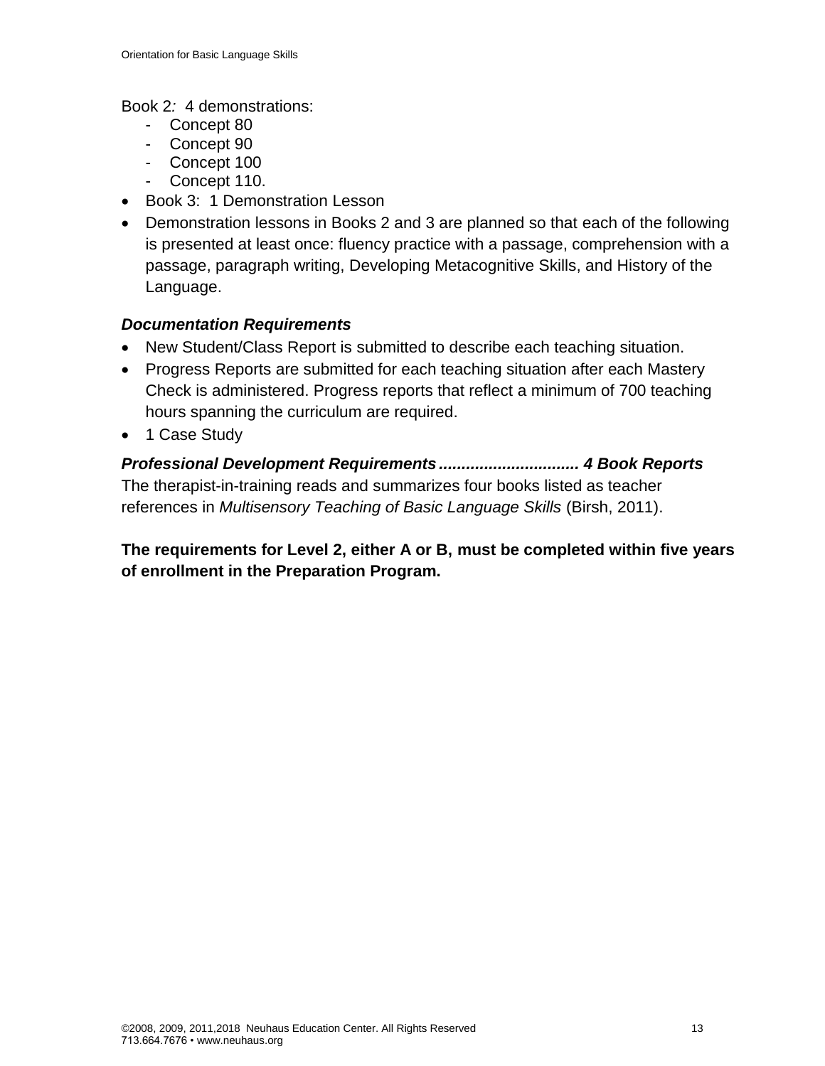Book 2*:* 4 demonstrations:

- Concept 80
- Concept 90
- Concept 100
- Concept 110.

- Book 3: 1 Demonstration Lesson
- Demonstration lessons in Books 2 and 3 are planned so that each of the following is presented at least once: fluency practice with a passage, comprehension with a passage, paragraph writing, Developing Metacognitive Skills, and History of the Language.

***Documentation Requirements***

- New Student/Class Report is submitted to describe each teaching situation.
- Progress Reports are submitted for each teaching situation after each Mastery Check is administered. Progress reports that reflect a minimum of 700 teaching hours spanning the curriculum are required.
- 1 Case Study

***Professional Development Requirements ............................... 4 Book Reports***

The therapist-in-training reads and summarizes four books listed as teacher references in *Multisensory Teaching of Basic Language Skills* (Birsh, 2011).

**The requirements for Level 2, either A or B, must be completed within five years of enrollment in the Preparation Program.**